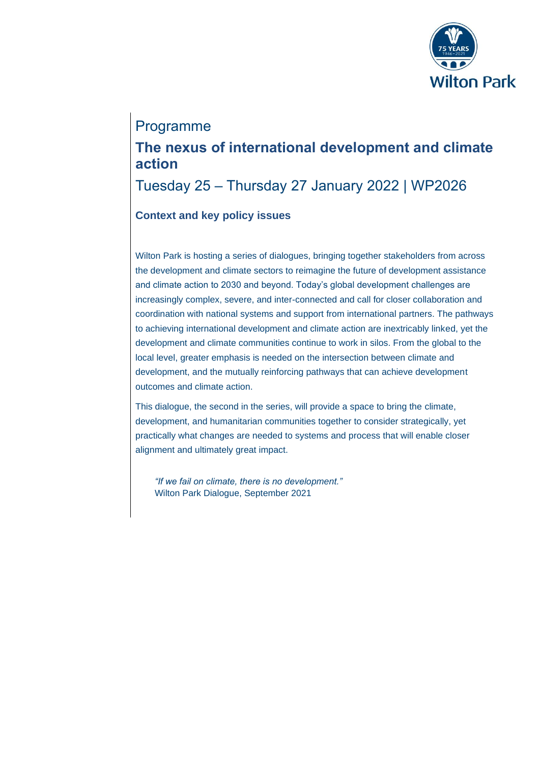Programme

# The nexus of international development and climate action

Tuesday 25 – Thursday 27 January 2022 | WP2026

## Context and key policy issues

Wilton Park is hosting a series of dialogues, bringing together stakeholders from across the development and climate sectors to reimagine the future of development assistance and climate action to 2030 and beyond. Today's global development challenges are increasingly complex, severe, and inter-connected and call for closer collaboration and coordination with national systems and support from international partners. The pathways to achieving international development and climate action are inextricably linked, yet the development and climate communities continue to work in silos. From the global to the local level, greater emphasis is needed on the intersection between climate and development, and the mutually reinforcing pathways that can achieve development outcomes and climate action.

This dialogue, the second in the series, will provide a space to bring the climate, development, and humanitarian communities together to consider strategically, yet practically what changes are needed to systems and process that will enable closer alignment and ultimately great impact.

> *"If we fail on climate, there is no development."*
> Wilton Park Dialogue, September 2021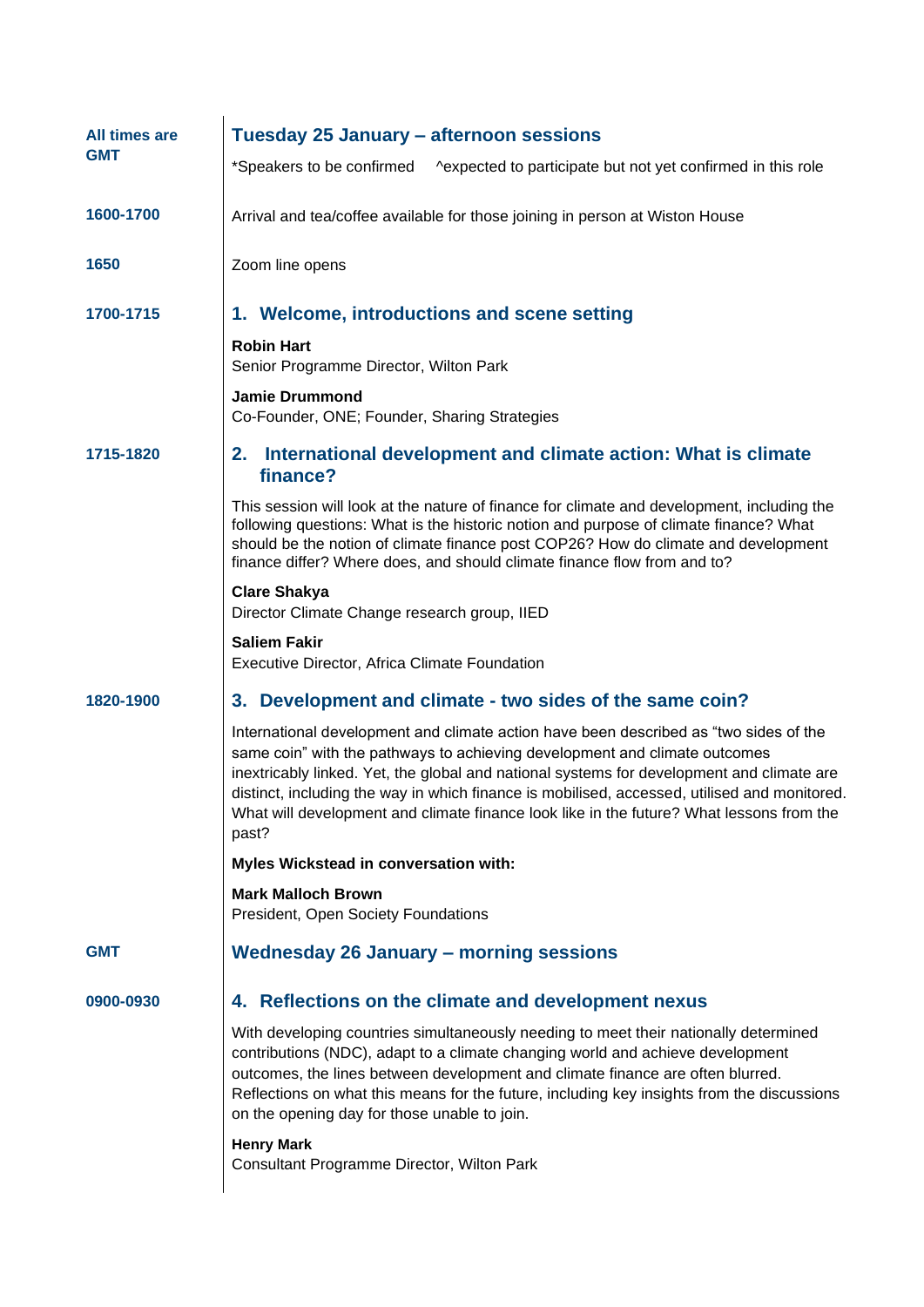All times are GMT

## Tuesday 25 January – afternoon sessions

*Speakers to be confirmed ^expected to participate but not yet confirmed in this role

**1600-1700**

Arrival and tea/coffee available for those joining in person at Wiston House

**1650**

Zoom line opens

**1700-1715**

### 1. Welcome, introductions and scene setting

**Robin Hart**
Senior Programme Director, Wilton Park

**Jamie Drummond**
Co-Founder, ONE; Founder, Sharing Strategies

**1715-1820**

### 2. International development and climate action: What is climate finance?

This session will look at the nature of finance for climate and development, including the following questions: What is the historic notion and purpose of climate finance? What should be the notion of climate finance post COP26? How do climate and development finance differ? Where does, and should climate finance flow from and to?

**Clare Shakya**
Director Climate Change research group, IIED

**Saliem Fakir**
Executive Director, Africa Climate Foundation

**1820-1900**

### 3. Development and climate - two sides of the same coin?

International development and climate action have been described as "two sides of the same coin" with the pathways to achieving development and climate outcomes inextricably linked. Yet, the global and national systems for development and climate are distinct, including the way in which finance is mobilised, accessed, utilised and monitored. What will development and climate finance look like in the future? What lessons from the past?

**Myles Wickstead in conversation with:**

**Mark Malloch Brown**
President, Open Society Foundations

GMT

## Wednesday 26 January – morning sessions

**0900-0930**

### 4. Reflections on the climate and development nexus

With developing countries simultaneously needing to meet their nationally determined contributions (NDC), adapt to a climate changing world and achieve development outcomes, the lines between development and climate finance are often blurred. Reflections on what this means for the future, including key insights from the discussions on the opening day for those unable to join.

**Henry Mark**
Consultant Programme Director, Wilton Park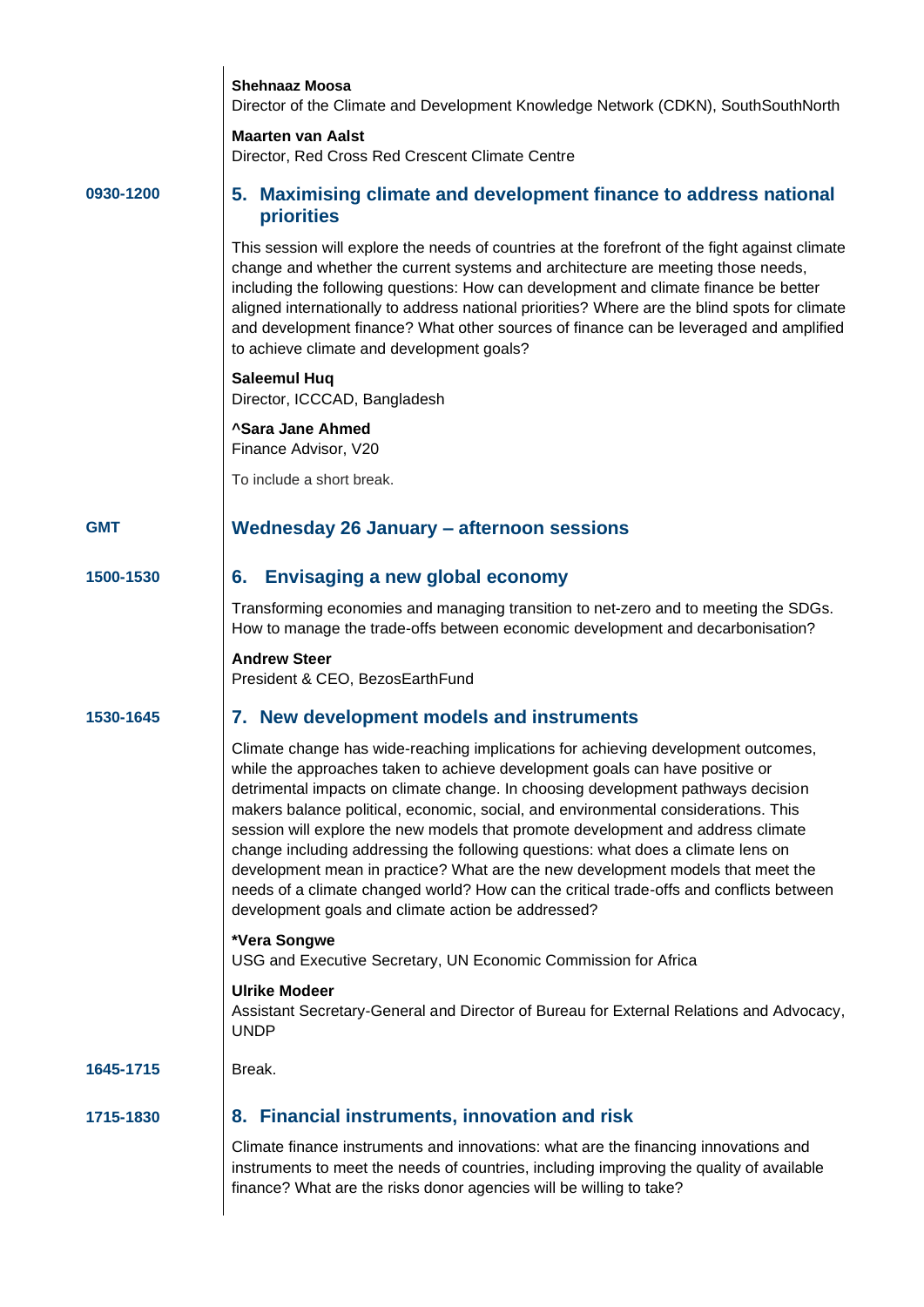**Shehnaaz Moosa**
Director of the Climate and Development Knowledge Network (CDKN), SouthSouthNorth

**Maarten van Aalst**
Director, Red Cross Red Crescent Climate Centre

**0930-1200**

## 5. Maximising climate and development finance to address national priorities

This session will explore the needs of countries at the forefront of the fight against climate change and whether the current systems and architecture are meeting those needs, including the following questions: How can development and climate finance be better aligned internationally to address national priorities? Where are the blind spots for climate and development finance? What other sources of finance can be leveraged and amplified to achieve climate and development goals?

**Saleemul Huq**
Director, ICCCAD, Bangladesh

**^Sara Jane Ahmed**
Finance Advisor, V20

To include a short break.

**GMT**

## Wednesday 26 January – afternoon sessions

**1500-1530**

## 6. Envisaging a new global economy

Transforming economies and managing transition to net-zero and to meeting the SDGs. How to manage the trade-offs between economic development and decarbonisation?

**Andrew Steer**
President & CEO, BezosEarthFund

**1530-1645**

## 7. New development models and instruments

Climate change has wide-reaching implications for achieving development outcomes, while the approaches taken to achieve development goals can have positive or detrimental impacts on climate change. In choosing development pathways decision makers balance political, economic, social, and environmental considerations. This session will explore the new models that promote development and address climate change including addressing the following questions: what does a climate lens on development mean in practice? What are the new development models that meet the needs of a climate changed world? How can the critical trade-offs and conflicts between development goals and climate action be addressed?

***Vera Songwe**
USG and Executive Secretary, UN Economic Commission for Africa

**Ulrike Modeer**
Assistant Secretary-General and Director of Bureau for External Relations and Advocacy, UNDP

**1645-1715**

Break.

**1715-1830**

## 8. Financial instruments, innovation and risk

Climate finance instruments and innovations: what are the financing innovations and instruments to meet the needs of countries, including improving the quality of available finance? What are the risks donor agencies will be willing to take?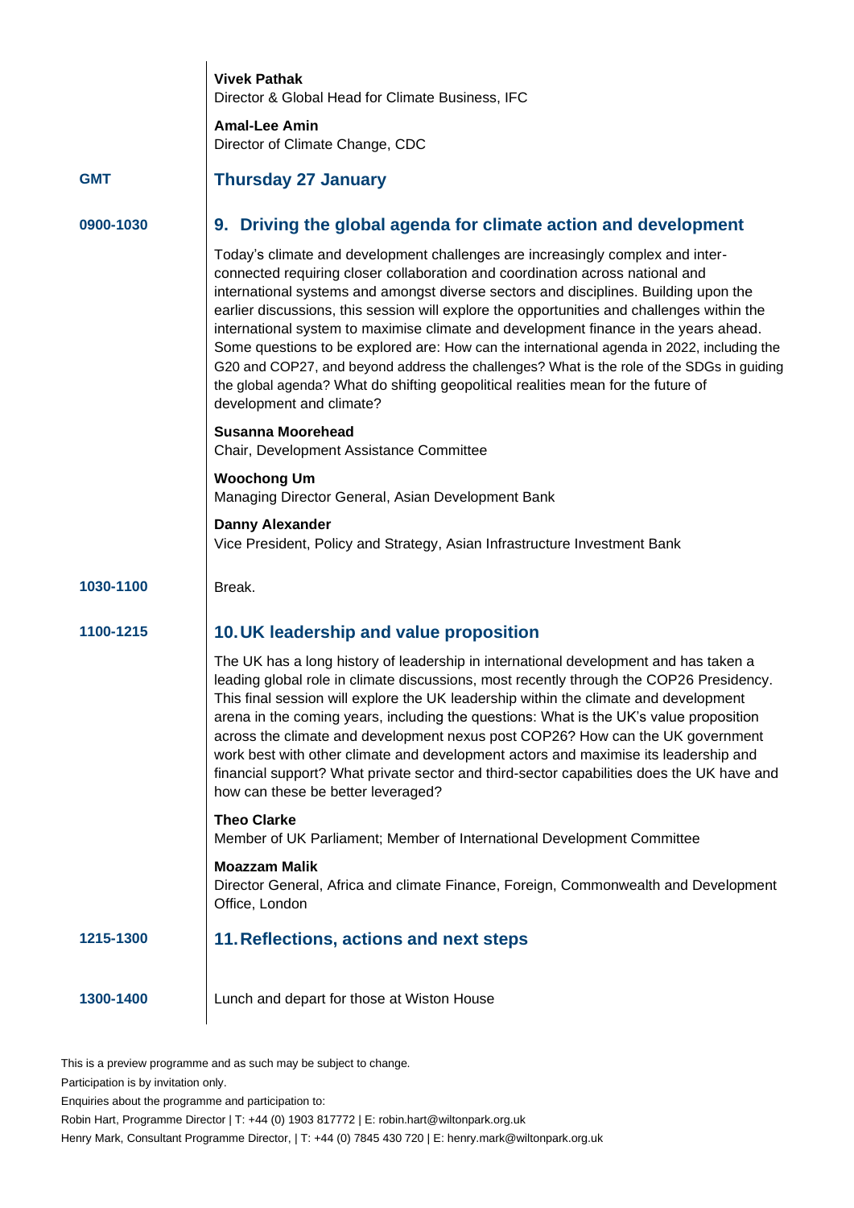**Vivek Pathak**
Director & Global Head for Climate Business, IFC

**Amal-Lee Amin**
Director of Climate Change, CDC

**GMT** | **Thursday 27 January**

**0900-1030**

## 9. Driving the global agenda for climate action and development

Today's climate and development challenges are increasingly complex and inter-connected requiring closer collaboration and coordination across national and international systems and amongst diverse sectors and disciplines. Building upon the earlier discussions, this session will explore the opportunities and challenges within the international system to maximise climate and development finance in the years ahead. Some questions to be explored are: How can the international agenda in 2022, including the G20 and COP27, and beyond address the challenges? What is the role of the SDGs in guiding the global agenda? What do shifting geopolitical realities mean for the future of development and climate?

**Susanna Moorehead**
Chair, Development Assistance Committee

**Woochong Um**
Managing Director General, Asian Development Bank

**Danny Alexander**
Vice President, Policy and Strategy, Asian Infrastructure Investment Bank

**1030-1100**

Break.

**1100-1215**

## 10. UK leadership and value proposition

The UK has a long history of leadership in international development and has taken a leading global role in climate discussions, most recently through the COP26 Presidency. This final session will explore the UK leadership within the climate and development arena in the coming years, including the questions: What is the UK's value proposition across the climate and development nexus post COP26? How can the UK government work best with other climate and development actors and maximise its leadership and financial support? What private sector and third-sector capabilities does the UK have and how can these be better leveraged?

**Theo Clarke**
Member of UK Parliament; Member of International Development Committee

**Moazzam Malik**
Director General, Africa and climate Finance, Foreign, Commonwealth and Development Office, London

**1215-1300**

## 11. Reflections, actions and next steps

**1300-1400**

Lunch and depart for those at Wiston House

This is a preview programme and as such may be subject to change.

Participation is by invitation only.

Enquiries about the programme and participation to:

Robin Hart, Programme Director | T: +44 (0) 1903 817772 | E: robin.hart@wiltonpark.org.uk

Henry Mark, Consultant Programme Director, | T: +44 (0) 7845 430 720 | E: henry.mark@wiltonpark.org.uk